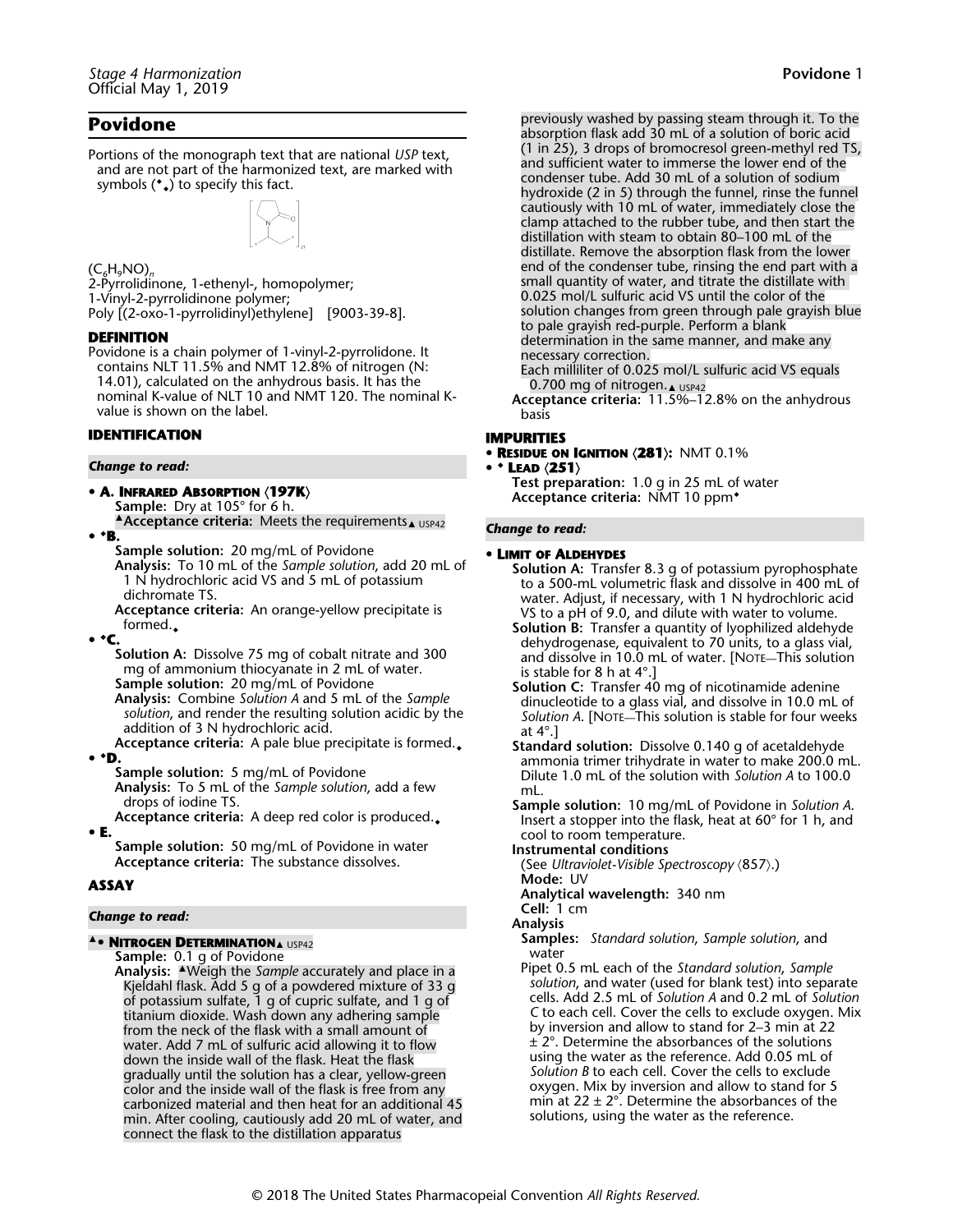# Povidone

Portions of the monograph text that are national *USP* text, and are not part of the harmonized text, are marked with symbols (◆◆) to specify this fact.

$(C_6H_9NO)_n$
2-Pyrrolidinone, 1-ethenyl-, homopolymer;
1-Vinyl-2-pyrrolidinone polymer;
Poly [(2-oxo-1-pyrrolidinyl)ethylene] [9003-39-8].

## DEFINITION

Povidone is a chain polymer of 1-vinyl-2-pyrrolidone. It contains NLT 11.5% and NMT 12.8% of nitrogen (N: 14.01), calculated on the anhydrous basis. It has the nominal K-value of NLT 10 and NMT 120. The nominal K-value is shown on the label.

## IDENTIFICATION

*Change to read:*

- **A. Infrared Absorption ⟨197K⟩**
  - **Sample:** Dry at 105° for 6 h.
  - ▲**Acceptance criteria:** Meets the requirements▲ USP42
- ◆**B.**
  - **Sample solution:** 20 mg/mL of Povidone
  - **Analysis:** To 10 mL of the *Sample solution*, add 20 mL of 1 N hydrochloric acid VS and 5 mL of potassium dichromate TS.
  - **Acceptance criteria:** An orange-yellow precipitate is formed.◆
- ◆**C.**
  - **Solution A:** Dissolve 75 mg of cobalt nitrate and 300 mg of ammonium thiocyanate in 2 mL of water.
  - **Sample solution:** 20 mg/mL of Povidone
  - **Analysis:** Combine *Solution A* and 5 mL of the *Sample solution*, and render the resulting solution acidic by the addition of 3 N hydrochloric acid.
  - **Acceptance criteria:** A pale blue precipitate is formed.◆
- ◆**D.**
  - **Sample solution:** 5 mg/mL of Povidone
  - **Analysis:** To 5 mL of the *Sample solution*, add a few drops of iodine TS.
  - **Acceptance criteria:** A deep red color is produced.◆
- **E.**
  - **Sample solution:** 50 mg/mL of Povidone in water
  - **Acceptance criteria:** The substance dissolves.

## ASSAY

*Change to read:*

- ▲◆ **Nitrogen Determination**▲ USP42
  - **Sample:** 0.1 g of Povidone
  - **Analysis:** ▲Weigh the *Sample* accurately and place in a Kjeldahl flask. Add 5 g of a powdered mixture of 33 g of potassium sulfate, 1 g of cupric sulfate, and 1 g of titanium dioxide. Wash down any adhering sample from the neck of the flask with a small amount of water. Add 7 mL of sulfuric acid allowing it to flow down the inside wall of the flask. Heat the flask gradually until the solution has a clear, yellow-green color and the inside wall of the flask is free from any carbonized material and then heat for an additional 45 min. After cooling, cautiously add 20 mL of water, and connect the flask to the distillation apparatus previously washed by passing steam through it. To the absorption flask add 30 mL of a solution of boric acid (1 in 25), 3 drops of bromocresol green-methyl red TS, and sufficient water to immerse the lower end of the condenser tube. Add 30 mL of a solution of sodium hydroxide (2 in 5) through the funnel, rinse the funnel cautiously with 10 mL of water, immediately close the clamp attached to the rubber tube, and then start the distillation with steam to obtain 80–100 mL of the distillate. Remove the absorption flask from the lower end of the condenser tube, rinsing the end part with a small quantity of water, and titrate the distillate with 0.025 mol/L sulfuric acid VS until the color of the solution changes from green through pale grayish blue to pale grayish red-purple. Perform a blank determination in the same manner, and make any necessary correction.

    Each milliliter of 0.025 mol/L sulfuric acid VS equals 0.700 mg of nitrogen.▲ USP42
  - **Acceptance criteria:** 11.5%–12.8% on the anhydrous basis

## IMPURITIES

- **Residue on Ignition ⟨281⟩:** NMT 0.1%
- ◆ **Lead ⟨251⟩**
  - **Test preparation:** 1.0 g in 25 mL of water
  - **Acceptance criteria:** NMT 10 ppm◆

*Change to read:*

- **Limit of Aldehydes**
  - **Solution A:** Transfer 8.3 g of potassium pyrophosphate to a 500-mL volumetric flask and dissolve in 400 mL of water. Adjust, if necessary, with 1 N hydrochloric acid VS to a pH of 9.0, and dilute with water to volume.
  - **Solution B:** Transfer a quantity of lyophilized aldehyde dehydrogenase, equivalent to 70 units, to a glass vial, and dissolve in 10.0 mL of water. [Note—This solution is stable for 8 h at 4°.]
  - **Solution C:** Transfer 40 mg of nicotinamide adenine dinucleotide to a glass vial, and dissolve in 10.0 mL of *Solution A*. [Note—This solution is stable for four weeks at 4°.]
  - **Standard solution:** Dissolve 0.140 g of acetaldehyde ammonia trimer trihydrate in water to make 200.0 mL. Dilute 1.0 mL of the solution with *Solution A* to 100.0 mL.
  - **Sample solution:** 10 mg/mL of Povidone in *Solution A*. Insert a stopper into the flask, heat at 60° for 1 h, and cool to room temperature.
  - **Instrumental conditions**
    - (See *Ultraviolet-Visible Spectroscopy* ⟨857⟩.)
    - **Mode:** UV
    - **Analytical wavelength:** 340 nm
    - **Cell:** 1 cm
  - **Analysis**
    - **Samples:** *Standard solution*, *Sample solution*, and water

      Pipet 0.5 mL each of the *Standard solution*, *Sample solution*, and water (used for blank test) into separate cells. Add 2.5 mL of *Solution A* and 0.2 mL of *Solution C* to each cell. Cover the cells to exclude oxygen. Mix by inversion and allow to stand for 2–3 min at 22 ± 2°. Determine the absorbances of the solutions using the water as the reference. Add 0.05 mL of *Solution B* to each cell. Cover the cells to exclude oxygen. Mix by inversion and allow to stand for 5 min at 22 ± 2°. Determine the absorbances of the solutions, using the water as the reference.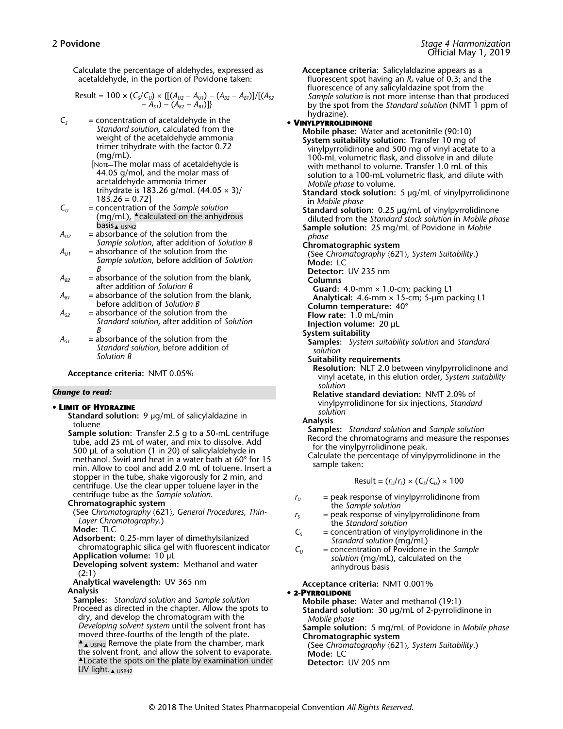Calculate the percentage of aldehydes, expressed as acetaldehyde, in the portion of Povidone taken:

$$\text{Result} = 100 \times (C_S/C_U) \times \{[(A_{U2} - A_{U1}) - (A_{B2} - A_{B1})]/[(A_{S2} - A_{S1}) - (A_{B2} - A_{B1})]\}$$

- $C_S$ = concentration of acetaldehyde in the *Standard solution*, calculated from the weight of the acetaldehyde ammonia trimer trihydrate with the factor 0.72 (mg/mL).
  [NOTE—The molar mass of acetaldehyde is 44.05 g/mol, and the molar mass of acetaldehyde ammonia trimer trihydrate is 183.26 g/mol. (44.05 × 3)/183.26 = 0.72]
- $C_U$ = concentration of the *Sample solution* (mg/mL), ▲calculated on the anhydrous basis▲ USP42
- $A_{U2}$ = absorbance of the solution from the *Sample solution*, after addition of *Solution B*
- $A_{U1}$ = absorbance of the solution from the *Sample solution*, before addition of *Solution B*
- $A_{B2}$ = absorbance of the solution from the blank, after addition of *Solution B*
- $A_{B1}$ = absorbance of the solution from the blank, before addition of *Solution B*
- $A_{S2}$ = absorbance of the solution from the *Standard solution*, after addition of *Solution B*
- $A_{S1}$ = absorbance of the solution from the *Standard solution*, before addition of *Solution B*

**Acceptance criteria:** NMT 0.05%

***Change to read:***

- **LIMIT OF HYDRAZINE**

  **Standard solution:** 9 µg/mL of salicylaldazine in toluene

  **Sample solution:** Transfer 2.5 g to a 50-mL centrifuge tube, add 25 mL of water, and mix to dissolve. Add 500 µL of a solution (1 in 20) of salicylaldehyde in methanol. Swirl and heat in a water bath at 60° for 15 min. Allow to cool and add 2.0 mL of toluene. Insert a stopper in the tube, shake vigorously for 2 min, and centrifuge. Use the clear upper toluene layer in the centrifuge tube as the *Sample solution*.

  **Chromatographic system**
  (See *Chromatography* ⟨621⟩, *General Procedures, Thin-Layer Chromatography*.)
  **Mode:** TLC
  **Adsorbent:** 0.25-mm layer of dimethylsilanized chromatographic silica gel with fluorescent indicator
  **Application volume:** 10 µL
  **Developing solvent system:** Methanol and water (2:1)
  **Analytical wavelength:** UV 365 nm

  **Analysis**
  **Samples:** *Standard solution* and *Sample solution*
  Proceed as directed in the chapter. Allow the spots to dry, and develop the chromatogram with the *Developing solvent system* until the solvent front has moved three-fourths of the length of the plate. ▲▲ USP42 Remove the plate from the chamber, mark the solvent front, and allow the solvent to evaporate. ▲Locate the spots on the plate by examination under UV light.▲ USP42

  **Acceptance criteria:** Salicylaldazine appears as a fluorescent spot having an $R_F$ value of 0.3; and the fluorescence of any salicylaldazine spot from the *Sample solution* is not more intense than that produced by the spot from the *Standard solution* (NMT 1 ppm of hydrazine).

- **VINYLPYRROLIDINONE**

  **Mobile phase:** Water and acetonitrile (90:10)

  **System suitability solution:** Transfer 10 mg of vinylpyrrolidinone and 500 mg of vinyl acetate to a 100-mL volumetric flask, and dissolve in and dilute with methanol to volume. Transfer 1.0 mL of this solution to a 100-mL volumetric flask, and dilute with *Mobile phase* to volume.

  **Standard stock solution:** 5 µg/mL of vinylpyrrolidinone in *Mobile phase*

  **Standard solution:** 0.25 µg/mL of vinylpyrrolidinone diluted from the *Standard stock solution* in *Mobile phase*

  **Sample solution:** 25 mg/mL of Povidone in *Mobile phase*

  **Chromatographic system**
  (See *Chromatography* ⟨621⟩, *System Suitability*.)
  **Mode:** LC
  **Detector:** UV 235 nm
  **Columns**
  **Guard:** 4.0-mm × 1.0-cm; packing L1
  **Analytical:** 4.6-mm × 15-cm; 5-µm packing L1
  **Column temperature:** 40°
  **Flow rate:** 1.0 mL/min
  **Injection volume:** 20 µL

  **System suitability**
  **Samples:** *System suitability solution* and *Standard solution*
  **Suitability requirements**
  **Resolution:** NLT 2.0 between vinylpyrrolidinone and vinyl acetate, in this elution order, *System suitability solution*
  **Relative standard deviation:** NMT 2.0% of vinylpyrrolidinone for six injections, *Standard solution*

  **Analysis**
  **Samples:** *Standard solution* and *Sample solution*
  Record the chromatograms and measure the responses for the vinylpyrrolidinone peak.
  Calculate the percentage of vinylpyrrolidinone in the sample taken:

  $$\text{Result} = (r_U/r_S) \times (C_S/C_U) \times 100$$

  - $r_U$ = peak response of vinylpyrrolidinone from the *Sample solution*
  - $r_S$ = peak response of vinylpyrrolidinone from the *Standard solution*
  - $C_S$ = concentration of vinylpyrrolidinone in the *Standard solution* (mg/mL)
  - $C_U$ = concentration of Povidone in the *Sample solution* (mg/mL), calculated on the anhydrous basis

  **Acceptance criteria:** NMT 0.001%

- **2-PYRROLIDONE**

  **Mobile phase:** Water and methanol (19:1)

  **Standard solution:** 30 µg/mL of 2-pyrrolidinone in *Mobile phase*

  **Sample solution:** 5 mg/mL of Povidone in *Mobile phase*

  **Chromatographic system**
  (See *Chromatography* ⟨621⟩, *System Suitability*.)
  **Mode:** LC
  **Detector:** UV 205 nm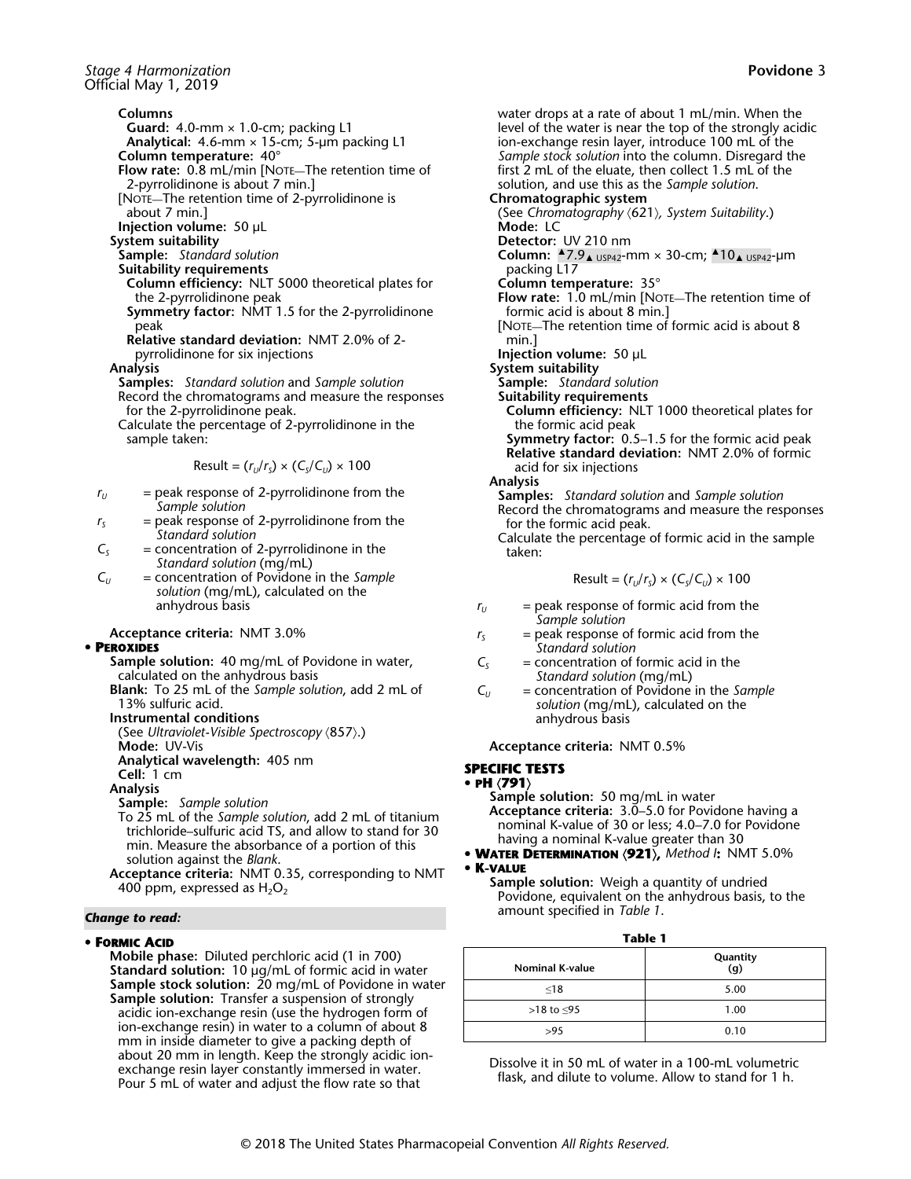**Columns**

**Guard:** 4.0-mm × 1.0-cm; packing L1

**Analytical:** 4.6-mm × 15-cm; 5-µm packing L1

**Column temperature:** 40°

**Flow rate:** 0.8 mL/min [NOTE—The retention time of 2-pyrrolidinone is about 7 min.]

[NOTE—The retention time of 2-pyrrolidinone is about 7 min.]

**Injection volume:** 50 µL

**System suitability**

**Sample:** *Standard solution*

**Suitability requirements**

**Column efficiency:** NLT 5000 theoretical plates for the 2-pyrrolidinone peak

**Symmetry factor:** NMT 1.5 for the 2-pyrrolidinone peak

**Relative standard deviation:** NMT 2.0% of 2-pyrrolidinone for six injections

**Analysis**

**Samples:** *Standard solution* and *Sample solution*

Record the chromatograms and measure the responses for the 2-pyrrolidinone peak.

Calculate the percentage of 2-pyrrolidinone in the sample taken:

$$\text{Result} = (r_U/r_S) \times (C_S/C_U) \times 100$$

- $r_U$ = peak response of 2-pyrrolidinone from the *Sample solution*
- $r_S$ = peak response of 2-pyrrolidinone from the *Standard solution*
- $C_S$ = concentration of 2-pyrrolidinone in the *Standard solution* (mg/mL)
- $C_U$ = concentration of Povidone in the *Sample solution* (mg/mL), calculated on the anhydrous basis

**Acceptance criteria:** NMT 3.0%

• **PEROXIDES**

**Sample solution:** 40 mg/mL of Povidone in water, calculated on the anhydrous basis

**Blank:** To 25 mL of the *Sample solution*, add 2 mL of 13% sulfuric acid.

**Instrumental conditions**

(See *Ultraviolet-Visible Spectroscopy* ⟨857⟩.)

**Mode:** UV-Vis

**Analytical wavelength:** 405 nm

**Cell:** 1 cm

**Analysis**

**Sample:** *Sample solution*

To 25 mL of the *Sample solution*, add 2 mL of titanium trichloride–sulfuric acid TS, and allow to stand for 30 min. Measure the absorbance of a portion of this solution against the *Blank*.

**Acceptance criteria:** NMT 0.35, corresponding to NMT 400 ppm, expressed as $H_2O_2$

*Change to read:*

• **FORMIC ACID**

**Mobile phase:** Diluted perchloric acid (1 in 700)

**Standard solution:** 10 µg/mL of formic acid in water

**Sample stock solution:** 20 mg/mL of Povidone in water

**Sample solution:** Transfer a suspension of strongly acidic ion-exchange resin (use the hydrogen form of ion-exchange resin) in water to a column of about 8 mm in inside diameter to give a packing depth of about 20 mm in length. Keep the strongly acidic ion-exchange resin layer constantly immersed in water. Pour 5 mL of water and adjust the flow rate so that water drops at a rate of about 1 mL/min. When the level of the water is near the top of the strongly acidic ion-exchange resin layer, introduce 100 mL of the *Sample stock solution* into the column. Disregard the first 2 mL of the eluate, then collect 1.5 mL of the solution, and use this as the *Sample solution*.

**Chromatographic system**

(See *Chromatography* ⟨621⟩*, System Suitability*.)

**Mode:** LC

**Detector:** UV 210 nm

**Column:** ▲7.9▲ USP42-mm × 30-cm; ▲10▲ USP42-µm packing L17

**Column temperature:** 35°

**Flow rate:** 1.0 mL/min [NOTE—The retention time of formic acid is about 8 min.]

[NOTE—The retention time of formic acid is about 8 min.]

**Injection volume:** 50 µL

**System suitability**

**Sample:** *Standard solution*

**Suitability requirements**

**Column efficiency:** NLT 1000 theoretical plates for the formic acid peak

**Symmetry factor:** 0.5–1.5 for the formic acid peak

**Relative standard deviation:** NMT 2.0% of formic acid for six injections

**Analysis**

**Samples:** *Standard solution* and *Sample solution*

Record the chromatograms and measure the responses for the formic acid peak.

Calculate the percentage of formic acid in the sample taken:

$$\text{Result} = (r_U/r_S) \times (C_S/C_U) \times 100$$

- $r_U$ = peak response of formic acid from the *Sample solution*
- $r_S$ = peak response of formic acid from the *Standard solution*
- $C_S$ = concentration of formic acid in the *Standard solution* (mg/mL)
- $C_U$ = concentration of Povidone in the *Sample solution* (mg/mL), calculated on the anhydrous basis

**Acceptance criteria:** NMT 0.5%

## SPECIFIC TESTS

• **PH ⟨791⟩**

**Sample solution:** 50 mg/mL in water

**Acceptance criteria:** 3.0–5.0 for Povidone having a nominal K-value of 30 or less; 4.0–7.0 for Povidone having a nominal K-value greater than 30

• **WATER DETERMINATION ⟨921⟩,** *Method I***:** NMT 5.0%

• **K-VALUE**

**Sample solution:** Weigh a quantity of undried Povidone, equivalent on the anhydrous basis, to the amount specified in *Table 1*.

**Table 1**

| Nominal K-value | Quantity (g) |
|---|---|
| ≤18 | 5.00 |
| >18 to ≤95 | 1.00 |
| >95 | 0.10 |

Dissolve it in 50 mL of water in a 100-mL volumetric flask, and dilute to volume. Allow to stand for 1 h.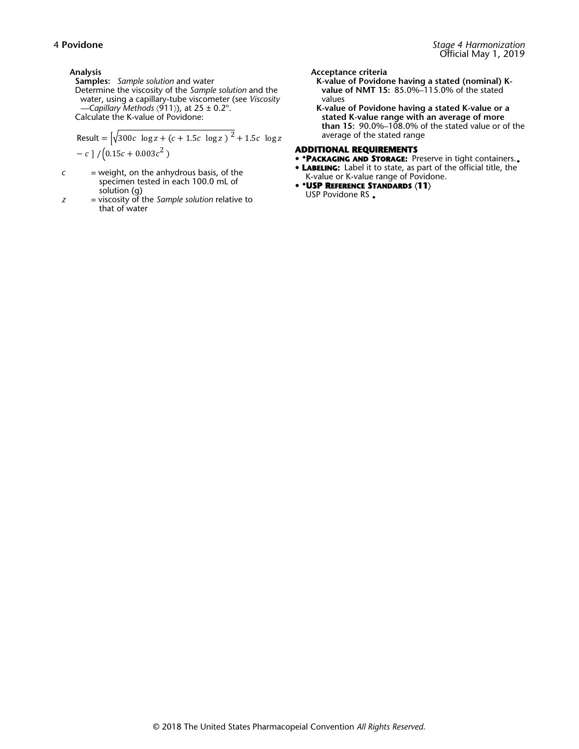**Analysis**

**Samples:** *Sample solution* and water

Determine the viscosity of the *Sample solution* and the water, using a capillary-tube viscometer (see *Viscosity—Capillary Methods* ⟨911⟩), at 25 ± 0.2°.

Calculate the K-value of Povidone:

$$\text{Result} = \left[\sqrt{300c\ \log z + (c + 1.5c\ \log z)^2} + 1.5c\ \log z - c\right] / \left(0.15c + 0.003c^2\right)$$

$c$ = weight, on the anhydrous basis, of the specimen tested in each 100.0 mL of solution (g)

$z$ = viscosity of the *Sample solution* relative to that of water

**Acceptance criteria**

**K-value of Povidone having a stated (nominal) K-value of NMT 15:** 85.0%–115.0% of the stated values

**K-value of Povidone having a stated K-value or a stated K-value range with an average of more than 15:** 90.0%–108.0% of the stated value or of the average of the stated range

## ADDITIONAL REQUIREMENTS

- ♦**Packaging and Storage:** Preserve in tight containers.♦
- **Labeling:** Label it to state, as part of the official title, the K-value or K-value range of Povidone.
- ♦**USP Reference Standards** ⟨11⟩
  USP Povidone RS ♦